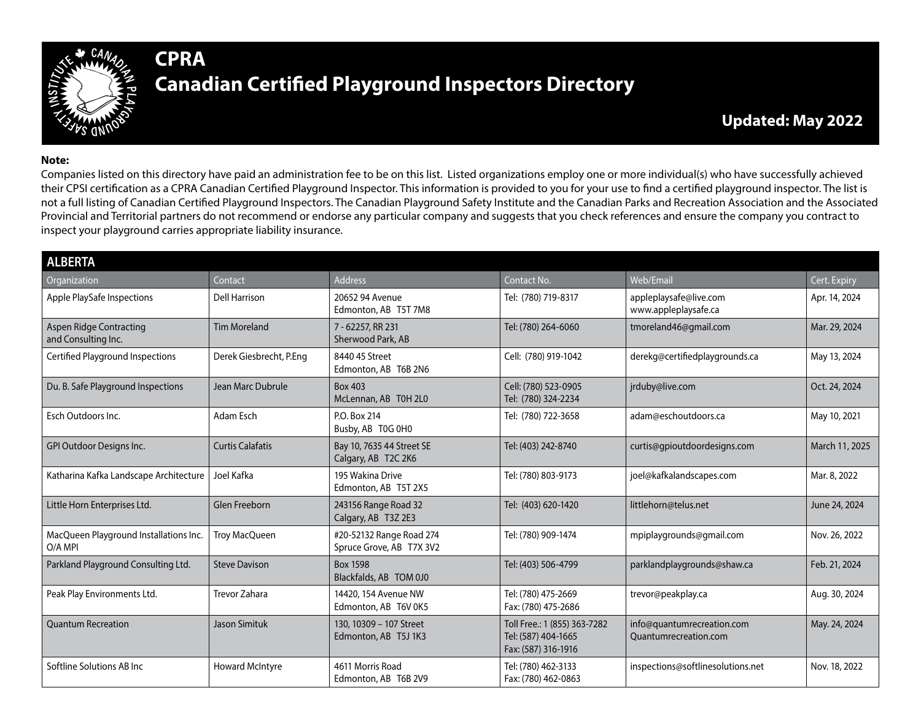# CPRA
# Canadian Certified Playground Inspectors Directory

**Updated: May 2022**

**Note:**
Companies listed on this directory have paid an administration fee to be on this list. Listed organizations employ one or more individual(s) who have successfully achieved their CPSI certification as a CPRA Canadian Certified Playground Inspector. This information is provided to you for your use to find a certified playground inspector. The list is not a full listing of Canadian Certified Playground Inspectors. The Canadian Playground Safety Institute and the Canadian Parks and Recreation Association and the Associated Provincial and Territorial partners do not recommend or endorse any particular company and suggests that you check references and ensure the company you contract to inspect your playground carries appropriate liability insurance.

## ALBERTA

| Organization | Contact | Address | Contact No. | Web/Email | Cert. Expiry |
|---|---|---|---|---|---|
| Apple PlaySafe Inspections | Dell Harrison | 20652 94 Avenue<br>Edmonton, AB T5T 7M8 | Tel: (780) 719-8317 | appleplaysafe@live.com<br>www.appleplaysafe.ca | Apr. 14, 2024 |
| Aspen Ridge Contracting and Consulting Inc. | Tim Moreland | 7 - 62257, RR 231<br>Sherwood Park, AB | Tel: (780) 264-6060 | tmoreland46@gmail.com | Mar. 29, 2024 |
| Certified Playground Inspections | Derek Giesbrecht, P.Eng | 8440 45 Street<br>Edmonton, AB T6B 2N6 | Cell: (780) 919-1042 | derekg@certifiedplaygrounds.ca | May 13, 2024 |
| Du. B. Safe Playground Inspections | Jean Marc Dubrule | Box 403<br>McLennan, AB T0H 2L0 | Cell: (780) 523-0905<br>Tel: (780) 324-2234 | jrduby@live.com | Oct. 24, 2024 |
| Esch Outdoors Inc. | Adam Esch | P.O. Box 214<br>Busby, AB T0G 0H0 | Tel: (780) 722-3658 | adam@eschoutdoors.ca | May 10, 2021 |
| GPI Outdoor Designs Inc. | Curtis Calafatis | Bay 10, 7635 44 Street SE<br>Calgary, AB T2C 2K6 | Tel: (403) 242-8740 | curtis@gpioutdoordesigns.com | March 11, 2025 |
| Katharina Kafka Landscape Architecture | Joel Kafka | 195 Wakina Drive<br>Edmonton, AB T5T 2X5 | Tel: (780) 803-9173 | joel@kafkalandscapes.com | Mar. 8, 2022 |
| Little Horn Enterprises Ltd. | Glen Freeborn | 243156 Range Road 32<br>Calgary, AB T3Z 2E3 | Tel: (403) 620-1420 | littlehorn@telus.net | June 24, 2024 |
| MacQueen Playground Installations Inc. O/A MPI | Troy MacQueen | #20-52132 Range Road 274<br>Spruce Grove, AB T7X 3V2 | Tel: (780) 909-1474 | mpiplaygrounds@gmail.com | Nov. 26, 2022 |
| Parkland Playground Consulting Ltd. | Steve Davison | Box 1598<br>Blackfalds, AB TOM 0J0 | Tel: (403) 506-4799 | parklandplaygrounds@shaw.ca | Feb. 21, 2024 |
| Peak Play Environments Ltd. | Trevor Zahara | 14420, 154 Avenue NW<br>Edmonton, AB T6V 0K5 | Tel: (780) 475-2669<br>Fax: (780) 475-2686 | trevor@peakplay.ca | Aug. 30, 2024 |
| Quantum Recreation | Jason Simituk | 130, 10309 – 107 Street<br>Edmonton, AB T5J 1K3 | Toll Free.: 1 (855) 363-7282<br>Tel: (587) 404-1665<br>Fax: (587) 316-1916 | info@quantumrecreation.com<br>Quantumrecreation.com | May. 24, 2024 |
| Softline Solutions AB Inc | Howard McIntyre | 4611 Morris Road<br>Edmonton, AB T6B 2V9 | Tel: (780) 462-3133<br>Fax: (780) 462-0863 | inspections@softlinesolutions.net | Nov. 18, 2022 |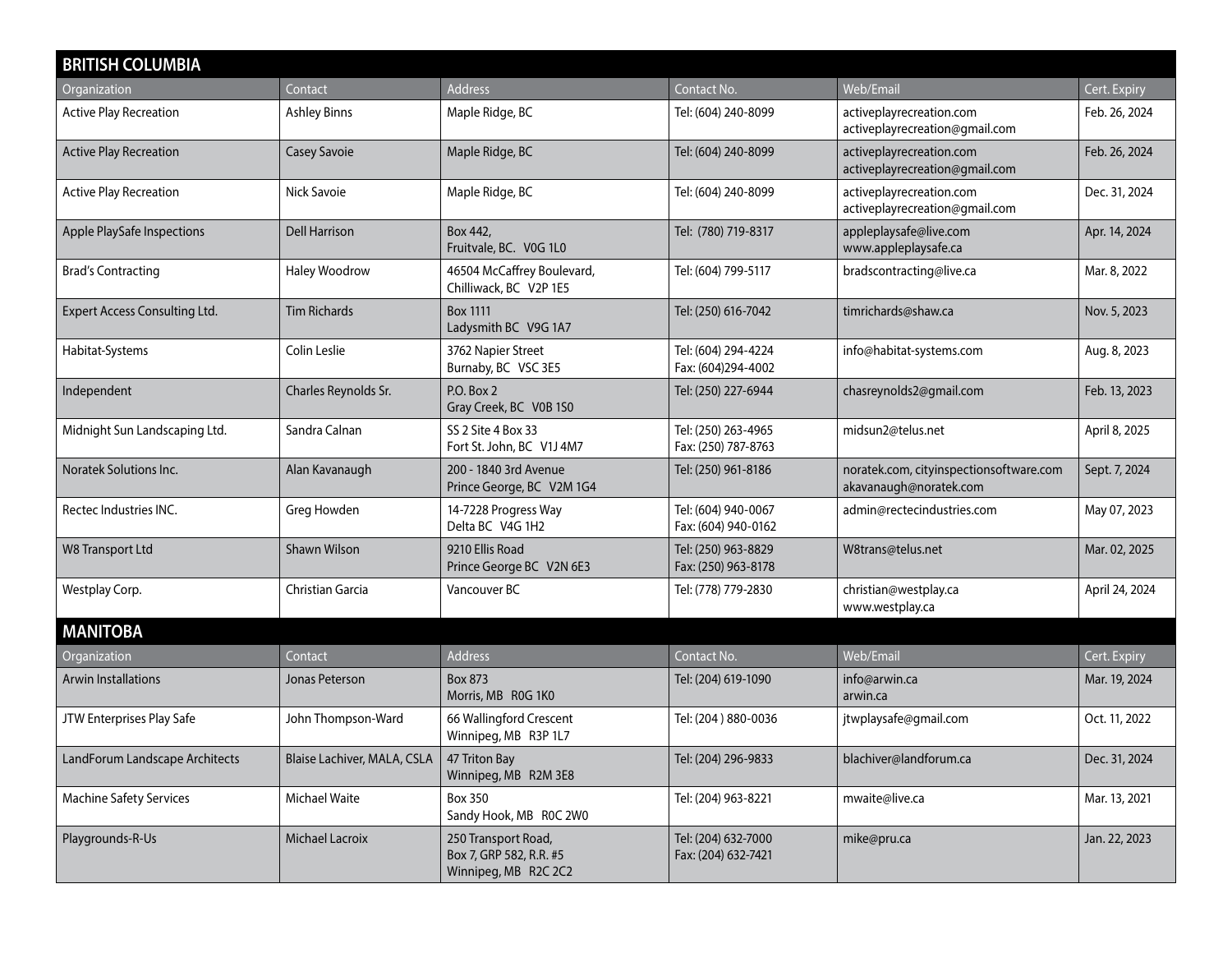## BRITISH COLUMBIA

| Organization | Contact | Address | Contact No. | Web/Email | Cert. Expiry |
|---|---|---|---|---|---|
| Active Play Recreation | Ashley Binns | Maple Ridge, BC | Tel: (604) 240-8099 | activeplayrecreation.com activeplayrecreation@gmail.com | Feb. 26, 2024 |
| Active Play Recreation | Casey Savoie | Maple Ridge, BC | Tel: (604) 240-8099 | activeplayrecreation.com activeplayrecreation@gmail.com | Feb. 26, 2024 |
| Active Play Recreation | Nick Savoie | Maple Ridge, BC | Tel: (604) 240-8099 | activeplayrecreation.com activeplayrecreation@gmail.com | Dec. 31, 2024 |
| Apple PlaySafe Inspections | Dell Harrison | Box 442, Fruitvale, BC. V0G 1L0 | Tel: (780) 719-8317 | appleplaysafe@live.com www.appleplaysafe.ca | Apr. 14, 2024 |
| Brad's Contracting | Haley Woodrow | 46504 McCaffrey Boulevard, Chilliwack, BC V2P 1E5 | Tel: (604) 799-5117 | bradscontracting@live.ca | Mar. 8, 2022 |
| Expert Access Consulting Ltd. | Tim Richards | Box 1111 Ladysmith BC V9G 1A7 | Tel: (250) 616-7042 | timrichards@shaw.ca | Nov. 5, 2023 |
| Habitat-Systems | Colin Leslie | 3762 Napier Street Burnaby, BC VSC 3E5 | Tel: (604) 294-4224 Fax: (604)294-4002 | info@habitat-systems.com | Aug. 8, 2023 |
| Independent | Charles Reynolds Sr. | P.O. Box 2 Gray Creek, BC V0B 1S0 | Tel: (250) 227-6944 | chasreynolds2@gmail.com | Feb. 13, 2023 |
| Midnight Sun Landscaping Ltd. | Sandra Calnan | SS 2 Site 4 Box 33 Fort St. John, BC V1J 4M7 | Tel: (250) 263-4965 Fax: (250) 787-8763 | midsun2@telus.net | April 8, 2025 |
| Noratek Solutions Inc. | Alan Kavanaugh | 200 - 1840 3rd Avenue Prince George, BC V2M 1G4 | Tel: (250) 961-8186 | noratek.com, cityinspectionsoftware.com akavanaugh@noratek.com | Sept. 7, 2024 |
| Rectec Industries INC. | Greg Howden | 14-7228 Progress Way Delta BC V4G 1H2 | Tel: (604) 940-0067 Fax: (604) 940-0162 | admin@rectecindustries.com | May 07, 2023 |
| W8 Transport Ltd | Shawn Wilson | 9210 Ellis Road Prince George BC V2N 6E3 | Tel: (250) 963-8829 Fax: (250) 963-8178 | W8trans@telus.net | Mar. 02, 2025 |
| Westplay Corp. | Christian Garcia | Vancouver BC | Tel: (778) 779-2830 | christian@westplay.ca www.westplay.ca | April 24, 2024 |

## MANITOBA

| Organization | Contact | Address | Contact No. | Web/Email | Cert. Expiry |
|---|---|---|---|---|---|
| Arwin Installations | Jonas Peterson | Box 873 Morris, MB R0G 1K0 | Tel: (204) 619-1090 | info@arwin.ca arwin.ca | Mar. 19, 2024 |
| JTW Enterprises Play Safe | John Thompson-Ward | 66 Wallingford Crescent Winnipeg, MB R3P 1L7 | Tel: (204 ) 880-0036 | jtwplaysafe@gmail.com | Oct. 11, 2022 |
| LandForum Landscape Architects | Blaise Lachiver, MALA, CSLA | 47 Triton Bay Winnipeg, MB R2M 3E8 | Tel: (204) 296-9833 | blachiver@landforum.ca | Dec. 31, 2024 |
| Machine Safety Services | Michael Waite | Box 350 Sandy Hook, MB R0C 2W0 | Tel: (204) 963-8221 | mwaite@live.ca | Mar. 13, 2021 |
| Playgrounds-R-Us | Michael Lacroix | 250 Transport Road, Box 7, GRP 582, R.R. #5 Winnipeg, MB R2C 2C2 | Tel: (204) 632-7000 Fax: (204) 632-7421 | mike@pru.ca | Jan. 22, 2023 |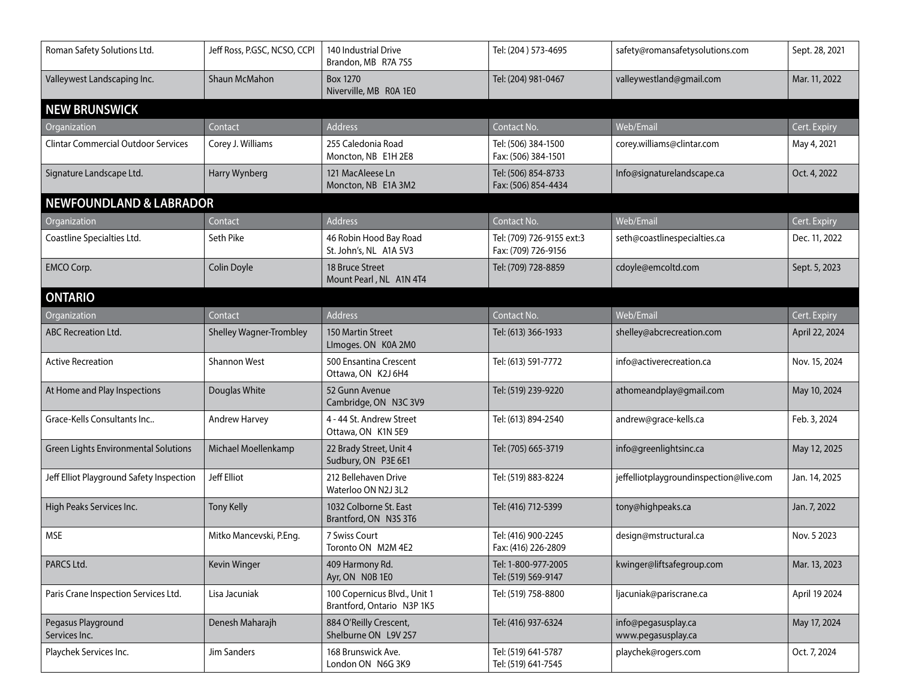| Organization | Contact | Address | Contact No. | Web/Email | Cert. Expiry |
|---|---|---|---|---|---|
| Roman Safety Solutions Ltd. | Jeff Ross, P.GSC, NCSO, CCPI | 140 Industrial Drive<br>Brandon, MB R7A 7S5 | Tel: (204 ) 573-4695 | safety@romansafetysolutions.com | Sept. 28, 2021 |
| Valleywest Landscaping Inc. | Shaun McMahon | Box 1270<br>Niverville, MB R0A 1E0 | Tel: (204) 981-0467 | valleywestland@gmail.com | Mar. 11, 2022 |

## NEW BRUNSWICK

| Organization | Contact | Address | Contact No. | Web/Email | Cert. Expiry |
|---|---|---|---|---|---|
| Clintar Commercial Outdoor Services | Corey J. Williams | 255 Caledonia Road<br>Moncton, NB E1H 2E8 | Tel: (506) 384-1500<br>Fax: (506) 384-1501 | corey.williams@clintar.com | May 4, 2021 |
| Signature Landscape Ltd. | Harry Wynberg | 121 MacAleese Ln<br>Moncton, NB E1A 3M2 | Tel: (506) 854-8733<br>Fax: (506) 854-4434 | Info@signaturelandscape.ca | Oct. 4, 2022 |

## NEWFOUNDLAND & LABRADOR

| Organization | Contact | Address | Contact No. | Web/Email | Cert. Expiry |
|---|---|---|---|---|---|
| Coastline Specialties Ltd. | Seth Pike | 46 Robin Hood Bay Road<br>St. John's, NL A1A 5V3 | Tel: (709) 726-9155 ext:3<br>Fax: (709) 726-9156 | seth@coastlinespecialties.ca | Dec. 11, 2022 |
| EMCO Corp. | Colin Doyle | 18 Bruce Street<br>Mount Pearl , NL A1N 4T4 | Tel: (709) 728-8859 | cdoyle@emcoltd.com | Sept. 5, 2023 |

## ONTARIO

| Organization | Contact | Address | Contact No. | Web/Email | Cert. Expiry |
|---|---|---|---|---|---|
| ABC Recreation Ltd. | Shelley Wagner-Trombley | 150 Martin Street<br>LImoges. ON K0A 2M0 | Tel: (613) 366-1933 | shelley@abcrecreation.com | April 22, 2024 |
| Active Recreation | Shannon West | 500 Ensantina Crescent<br>Ottawa, ON K2J 6H4 | Tel: (613) 591-7772 | info@activerecreation.ca | Nov. 15, 2024 |
| At Home and Play Inspections | Douglas White | 52 Gunn Avenue<br>Cambridge, ON N3C 3V9 | Tel: (519) 239-9220 | athomeandplay@gmail.com | May 10, 2024 |
| Grace-Kells Consultants Inc.. | Andrew Harvey | 4 - 44 St. Andrew Street<br>Ottawa, ON K1N 5E9 | Tel: (613) 894-2540 | andrew@grace-kells.ca | Feb. 3, 2024 |
| Green Lights Environmental Solutions | Michael Moellenkamp | 22 Brady Street, Unit 4<br>Sudbury, ON P3E 6E1 | Tel: (705) 665-3719 | info@greenlightsinc.ca | May 12, 2025 |
| Jeff Elliot Playground Safety Inspection | Jeff Elliot | 212 Bellehaven Drive<br>Waterloo ON N2J 3L2 | Tel: (519) 883-8224 | jeffelliotplaygroundinspection@live.com | Jan. 14, 2025 |
| High Peaks Services Inc. | Tony Kelly | 1032 Colborne St. East<br>Brantford, ON N3S 3T6 | Tel: (416) 712-5399 | tony@highpeaks.ca | Jan. 7, 2022 |
| MSE | Mitko Mancevski, P.Eng. | 7 Swiss Court<br>Toronto ON M2M 4E2 | Tel: (416) 900-2245<br>Fax: (416) 226-2809 | design@mstructural.ca | Nov. 5 2023 |
| PARCS Ltd. | Kevin Winger | 409 Harmony Rd.<br>Ayr, ON N0B 1E0 | Tel: 1-800-977-2005<br>Tel: (519) 569-9147 | kwinger@liftsafegroup.com | Mar. 13, 2023 |
| Paris Crane Inspection Services Ltd. | Lisa Jacuniak | 100 Copernicus Blvd., Unit 1<br>Brantford, Ontario N3P 1K5 | Tel: (519) 758-8800 | ljacuniak@pariscrane.ca | April 19 2024 |
| Pegasus Playground Services Inc. | Denesh Maharajh | 884 O'Reilly Crescent,<br>Shelburne ON L9V 2S7 | Tel: (416) 937-6324 | info@pegasusplay.ca<br>www.pegasusplay.ca | May 17, 2024 |
| Playchek Services Inc. | Jim Sanders | 168 Brunswick Ave.<br>London ON N6G 3K9 | Tel: (519) 641-5787<br>Tel: (519) 641-7545 | playchek@rogers.com | Oct. 7, 2024 |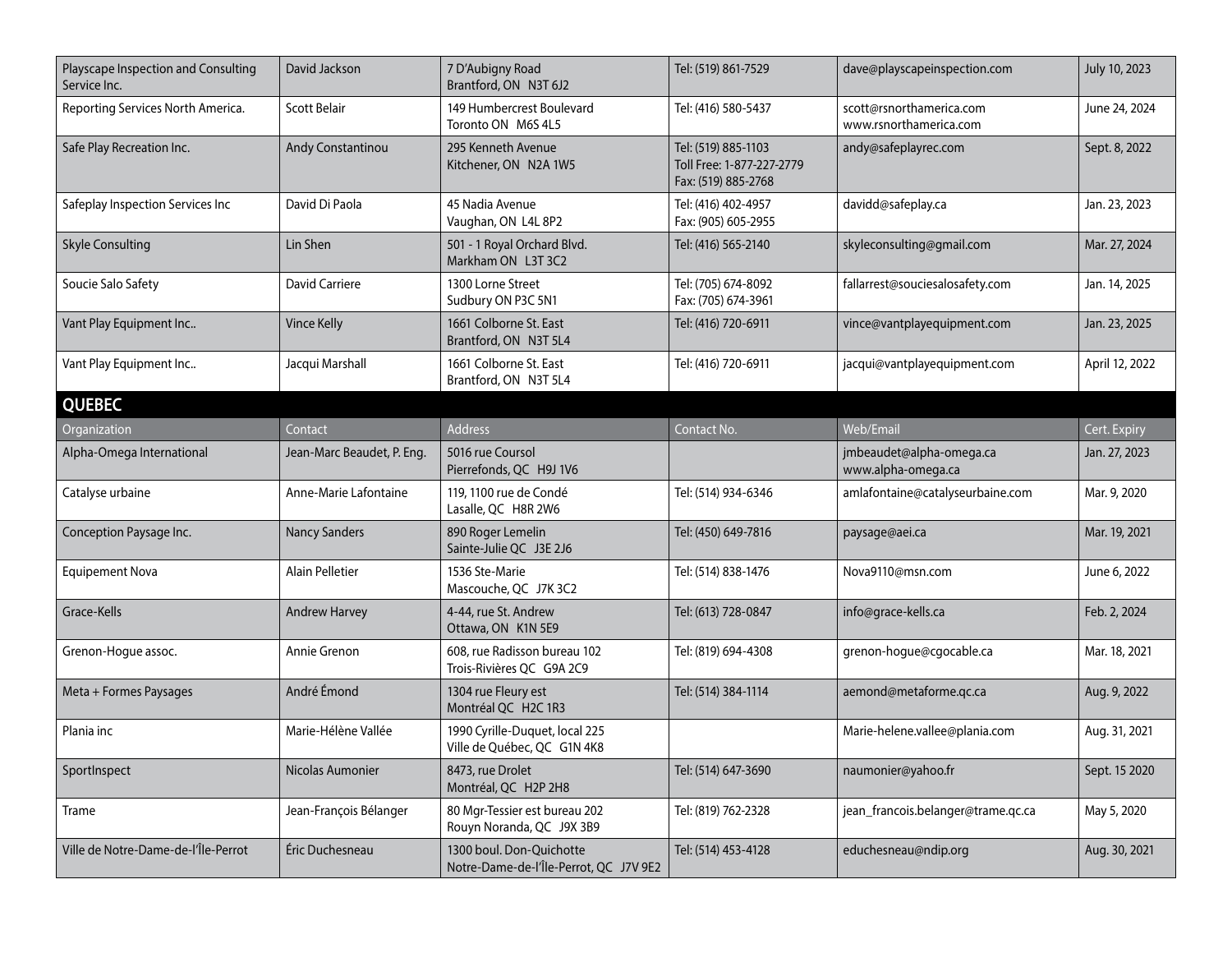| Organization | Contact | Address | Contact No. | Web/Email | Cert. Expiry |
|---|---|---|---|---|---|
| Playscape Inspection and Consulting Service Inc. | David Jackson | 7 D'Aubigny Road<br>Brantford, ON N3T 6J2 | Tel: (519) 861-7529 | dave@playscapeinspection.com | July 10, 2023 |
| Reporting Services North America. | Scott Belair | 149 Humbercrest Boulevard<br>Toronto ON M6S 4L5 | Tel: (416) 580-5437 | scott@rsnorthamerica.com<br>www.rsnorthamerica.com | June 24, 2024 |
| Safe Play Recreation Inc. | Andy Constantinou | 295 Kenneth Avenue<br>Kitchener, ON N2A 1W5 | Tel: (519) 885-1103<br>Toll Free: 1-877-227-2779<br>Fax: (519) 885-2768 | andy@safeplayrec.com | Sept. 8, 2022 |
| Safeplay Inspection Services Inc | David Di Paola | 45 Nadia Avenue<br>Vaughan, ON L4L 8P2 | Tel: (416) 402-4957<br>Fax: (905) 605-2955 | davidd@safeplay.ca | Jan. 23, 2023 |
| Skyle Consulting | Lin Shen | 501 - 1 Royal Orchard Blvd.<br>Markham ON L3T 3C2 | Tel: (416) 565-2140 | skyleconsulting@gmail.com | Mar. 27, 2024 |
| Soucie Salo Safety | David Carriere | 1300 Lorne Street<br>Sudbury ON P3C 5N1 | Tel: (705) 674-8092<br>Fax: (705) 674-3961 | fallarrest@souciesalosafety.com | Jan. 14, 2025 |
| Vant Play Equipment Inc.. | Vince Kelly | 1661 Colborne St. East<br>Brantford, ON N3T 5L4 | Tel: (416) 720-6911 | vince@vantplayequipment.com | Jan. 23, 2025 |
| Vant Play Equipment Inc.. | Jacqui Marshall | 1661 Colborne St. East<br>Brantford, ON N3T 5L4 | Tel: (416) 720-6911 | jacqui@vantplayequipment.com | April 12, 2022 |

## QUEBEC

| Organization | Contact | Address | Contact No. | Web/Email | Cert. Expiry |
|---|---|---|---|---|---|
| Alpha-Omega International | Jean-Marc Beaudet, P. Eng. | 5016 rue Coursol<br>Pierrefonds, QC H9J 1V6 | | jmbeaudet@alpha-omega.ca<br>www.alpha-omega.ca | Jan. 27, 2023 |
| Catalyse urbaine | Anne-Marie Lafontaine | 119, 1100 rue de Condé<br>Lasalle, QC H8R 2W6 | Tel: (514) 934-6346 | amlafontaine@catalyseurbaine.com | Mar. 9, 2020 |
| Conception Paysage Inc. | Nancy Sanders | 890 Roger Lemelin<br>Sainte-Julie QC J3E 2J6 | Tel: (450) 649-7816 | paysage@aei.ca | Mar. 19, 2021 |
| Equipement Nova | Alain Pelletier | 1536 Ste-Marie<br>Mascouche, QC J7K 3C2 | Tel: (514) 838-1476 | Nova9110@msn.com | June 6, 2022 |
| Grace-Kells | Andrew Harvey | 4-44, rue St. Andrew<br>Ottawa, ON K1N 5E9 | Tel: (613) 728-0847 | info@grace-kells.ca | Feb. 2, 2024 |
| Grenon-Hogue assoc. | Annie Grenon | 608, rue Radisson bureau 102<br>Trois-Rivières QC G9A 2C9 | Tel: (819) 694-4308 | grenon-hogue@cgocable.ca | Mar. 18, 2021 |
| Meta + Formes Paysages | André Émond | 1304 rue Fleury est<br>Montréal QC H2C 1R3 | Tel: (514) 384-1114 | aemond@metaforme.qc.ca | Aug. 9, 2022 |
| Plania inc | Marie-Hélène Vallée | 1990 Cyrille-Duquet, local 225<br>Ville de Québec, QC G1N 4K8 | | Marie-helene.vallee@plania.com | Aug. 31, 2021 |
| SportInspect | Nicolas Aumonier | 8473, rue Drolet<br>Montréal, QC H2P 2H8 | Tel: (514) 647-3690 | naumonier@yahoo.fr | Sept. 15 2020 |
| Trame | Jean-François Bélanger | 80 Mgr-Tessier est bureau 202<br>Rouyn Noranda, QC J9X 3B9 | Tel: (819) 762-2328 | jean_francois.belanger@trame.qc.ca | May 5, 2020 |
| Ville de Notre-Dame-de-l'Île-Perrot | Éric Duchesneau | 1300 boul. Don-Quichotte<br>Notre-Dame-de-l'Île-Perrot, QC J7V 9E2 | Tel: (514) 453-4128 | educhesneau@ndip.org | Aug. 30, 2021 |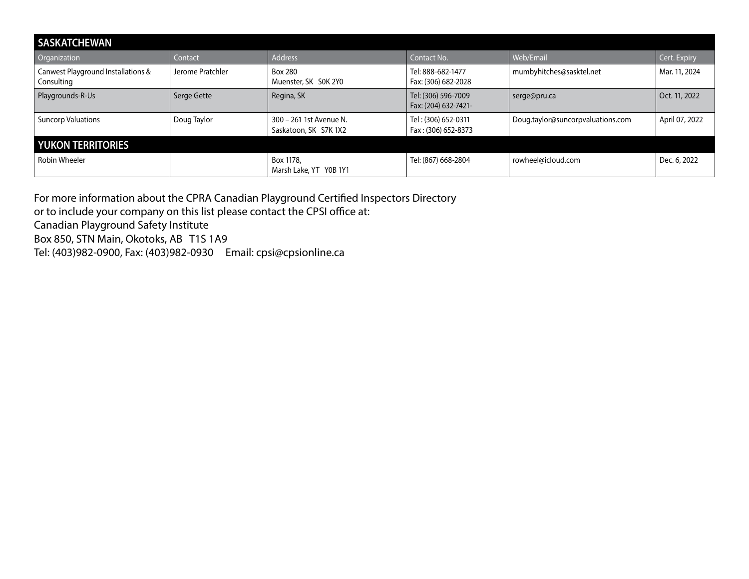| SASKATCHEWAN | | | | | |
|---|---|---|---|---|---|
| Organization | Contact | Address | Contact No. | Web/Email | Cert. Expiry |
| Canwest Playground Installations & Consulting | Jerome Pratchler | Box 280<br>Muenster, SK S0K 2Y0 | Tel: 888-682-1477<br>Fax: (306) 682-2028 | mumbyhitches@sasktel.net | Mar. 11, 2024 |
| Playgrounds-R-Us | Serge Gette | Regina, SK | Tel: (306) 596-7009<br>Fax: (204) 632-7421- | serge@pru.ca | Oct. 11, 2022 |
| Suncorp Valuations | Doug Taylor | 300 – 261 1st Avenue N.<br>Saskatoon, SK S7K 1X2 | Tel : (306) 652-0311<br>Fax : (306) 652-8373 | Doug.taylor@suncorpvaluations.com | April 07, 2022 |
| **YUKON TERRITORIES** | | | | | |
| Robin Wheeler | | Box 1178,<br>Marsh Lake, YT Y0B 1Y1 | Tel: (867) 668-2804 | rowheel@icloud.com | Dec. 6, 2022 |

For more information about the CPRA Canadian Playground Certified Inspectors Directory
or to include your company on this list please contact the CPSI office at:
Canadian Playground Safety Institute
Box 850, STN Main, Okotoks, AB T1S 1A9
Tel: (403)982-0900, Fax: (403)982-0930 Email: cpsi@cpsionline.ca